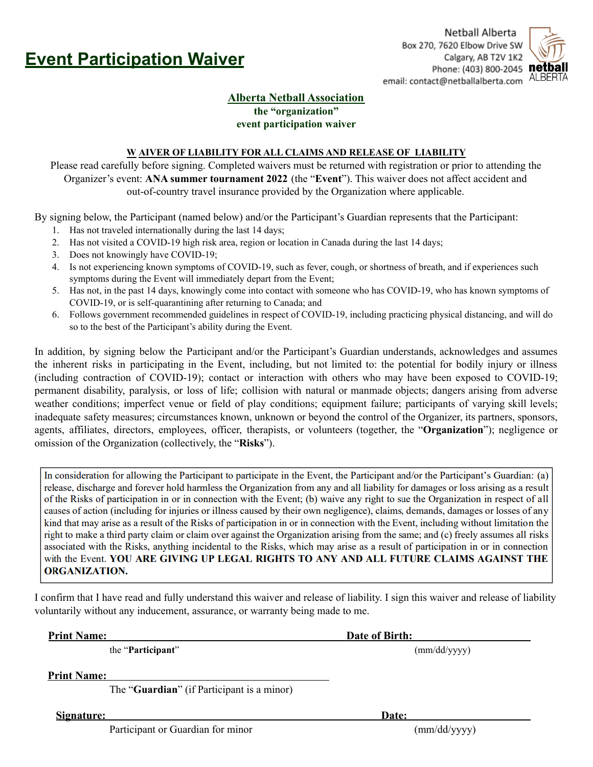# Event Participation Waiver

Netball Alberta
Box 270, 7620 Elbow Drive SW
Calgary, AB T2V 1K2
Phone: (403) 800-2045
email: contact@netballalberta.com

**Alberta Netball Association**
**the "organization"**
**event participation waiver**

**W AIVER OF LIABILITY FOR ALL CLAIMS AND RELEASE OF LIABILITY**

Please read carefully before signing. Completed waivers must be returned with registration or prior to attending the Organizer's event: **ANA summer tournament 2022** (the "**Event**"). This waiver does not affect accident and out-of-country travel insurance provided by the Organization where applicable.

By signing below, the Participant (named below) and/or the Participant's Guardian represents that the Participant:

1. Has not traveled internationally during the last 14 days;
2. Has not visited a COVID-19 high risk area, region or location in Canada during the last 14 days;
3. Does not knowingly have COVID-19;
4. Is not experiencing known symptoms of COVID-19, such as fever, cough, or shortness of breath, and if experiences such symptoms during the Event will immediately depart from the Event;
5. Has not, in the past 14 days, knowingly come into contact with someone who has COVID-19, who has known symptoms of COVID-19, or is self-quarantining after returning to Canada; and
6. Follows government recommended guidelines in respect of COVID-19, including practicing physical distancing, and will do so to the best of the Participant's ability during the Event.

In addition, by signing below the Participant and/or the Participant's Guardian understands, acknowledges and assumes the inherent risks in participating in the Event, including, but not limited to: the potential for bodily injury or illness (including contraction of COVID-19); contact or interaction with others who may have been exposed to COVID-19; permanent disability, paralysis, or loss of life; collision with natural or manmade objects; dangers arising from adverse weather conditions; imperfect venue or field of play conditions; equipment failure; participants of varying skill levels; inadequate safety measures; circumstances known, unknown or beyond the control of the Organizer, its partners, sponsors, agents, affiliates, directors, employees, officer, therapists, or volunteers (together, the "**Organization**"); negligence or omission of the Organization (collectively, the "**Risks**").

In consideration for allowing the Participant to participate in the Event, the Participant and/or the Participant's Guardian: (a) release, discharge and forever hold harmless the Organization from any and all liability for damages or loss arising as a result of the Risks of participation in or in connection with the Event; (b) waive any right to sue the Organization in respect of all causes of action (including for injuries or illness caused by their own negligence), claims, demands, damages or losses of any kind that may arise as a result of the Risks of participation in or in connection with the Event, including without limitation the right to make a third party claim or claim over against the Organization arising from the same; and (c) freely assumes all risks associated with the Risks, anything incidental to the Risks, which may arise as a result of participation in or in connection with the Event. **YOU ARE GIVING UP LEGAL RIGHTS TO ANY AND ALL FUTURE CLAIMS AGAINST THE ORGANIZATION.**

I confirm that I have read and fully understand this waiver and release of liability. I sign this waiver and release of liability voluntarily without any inducement, assurance, or warranty being made to me.

**Print Name:** ______________________________ **Date of Birth:** ______________
the "**Participant**" (mm/dd/yyyy)

**Print Name:** ______________________________
The "**Guardian**" (if Participant is a minor)

**Signature:** ______________________________ **Date:** ______________
Participant or Guardian for minor (mm/dd/yyyy)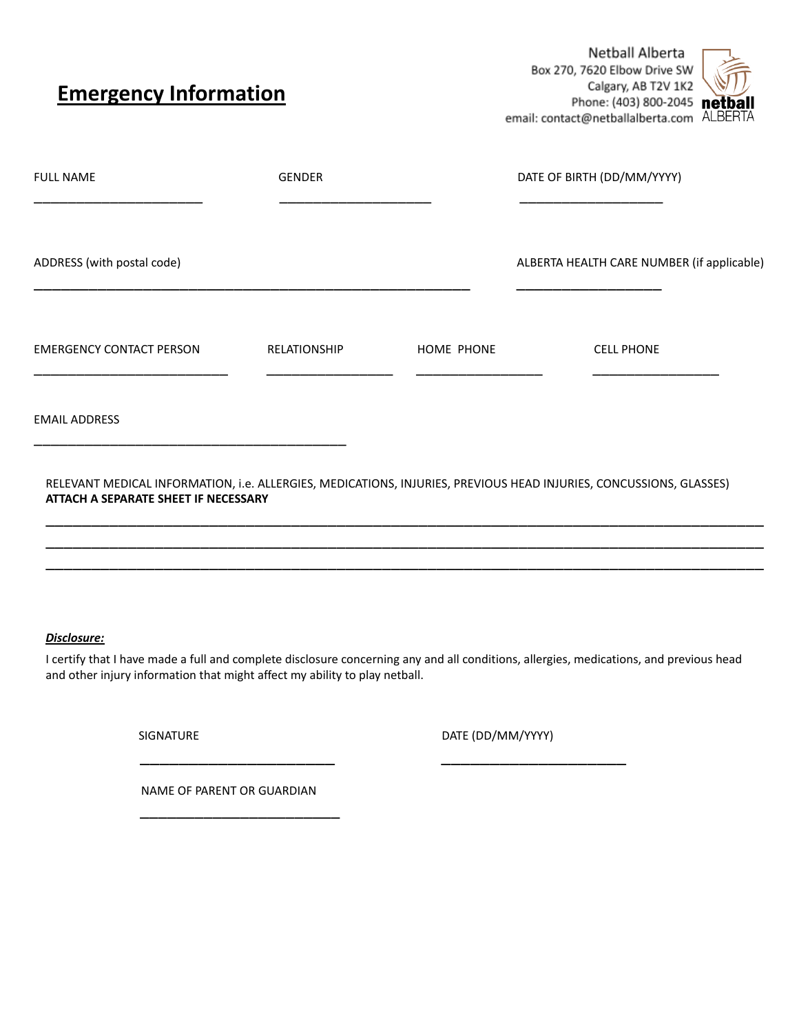# Emergency Information

Netball Alberta
Box 270, 7620 Elbow Drive SW
Calgary, AB T2V 1K2
Phone: (403) 800-2045
email: contact@netballalberta.com

netball ALBERTA

FULL NAME ________________________

GENDER ______________________

DATE OF BIRTH (DD/MM/YYYY) _____________________

ADDRESS (with postal code) ______________________________________________________________

ALBERTA HEALTH CARE NUMBER (if applicable) _____________________

EMERGENCY CONTACT PERSON ____________________________

RELATIONSHIP __________________

HOME PHONE __________________

CELL PHONE __________________

EMAIL ADDRESS _____________________________________________

RELEVANT MEDICAL INFORMATION, i.e. ALLERGIES, MEDICATIONS, INJURIES, PREVIOUS HEAD INJURIES, CONCUSSIONS, GLASSES)
**ATTACH A SEPARATE SHEET IF NECESSARY**

______________________________________________________________________________________________________

______________________________________________________________________________________________________

______________________________________________________________________________________________________

***Disclosure:***

I certify that I have made a full and complete disclosure concerning any and all conditions, allergies, medications, and previous head and other injury information that might affect my ability to play netball.

SIGNATURE ____________________________

DATE (DD/MM/YYYY) ___________________________

NAME OF PARENT OR GUARDIAN ____________________________